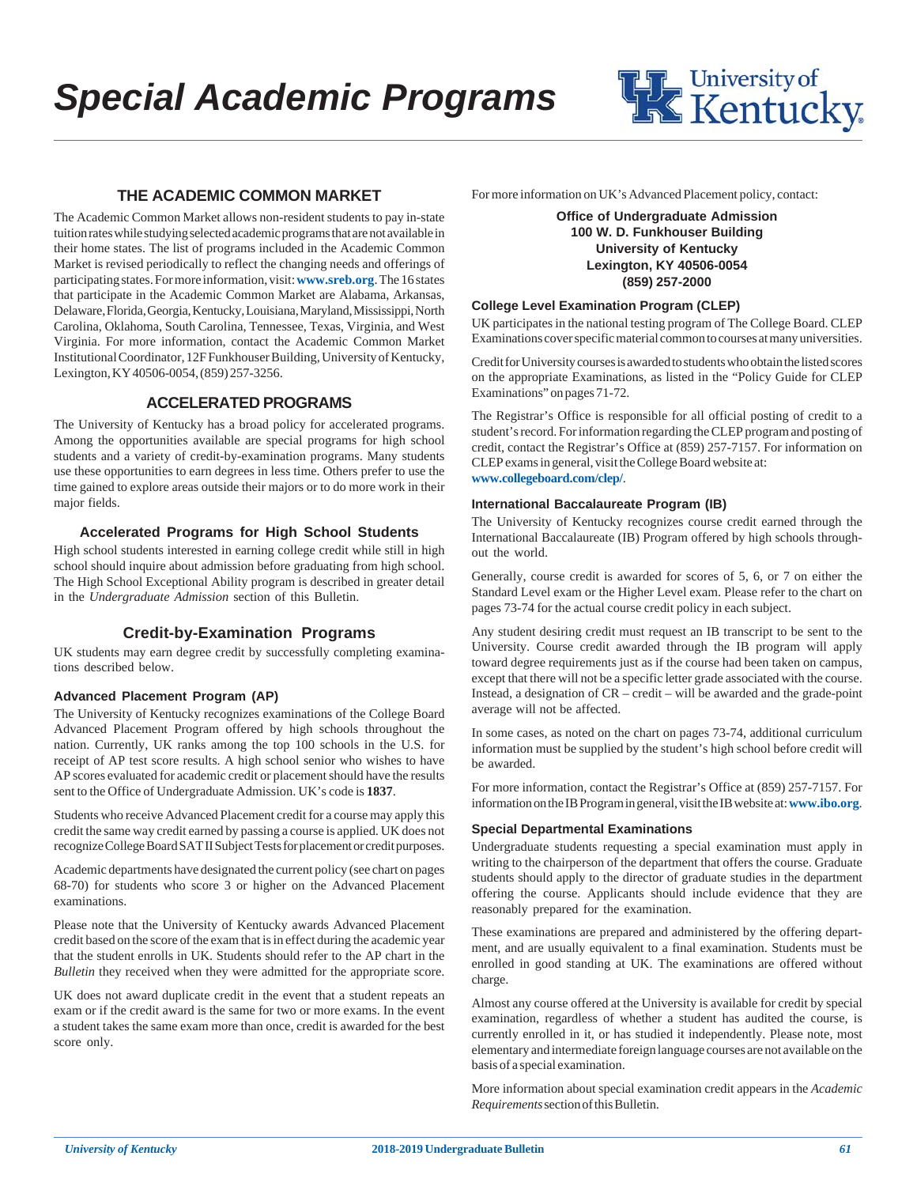# Special Academic Programs

## THE ACADEMIC COMMON MARKET

The Academic Common Market allows non-resident students to pay in-state tuition rates while studying selected academic programs that are not available in their home states. The list of programs included in the Academic Common Market is revised periodically to reflect the changing needs and offerings of participating states. For more information, visit: **www.sreb.org**. The 16 states that participate in the Academic Common Market are Alabama, Arkansas, Delaware, Florida, Georgia, Kentucky, Louisiana, Maryland, Mississippi, North Carolina, Oklahoma, South Carolina, Tennessee, Texas, Virginia, and West Virginia. For more information, contact the Academic Common Market Institutional Coordinator, 12F Funkhouser Building, University of Kentucky, Lexington, KY 40506-0054, (859) 257-3256.

## ACCELERATED PROGRAMS

The University of Kentucky has a broad policy for accelerated programs. Among the opportunities available are special programs for high school students and a variety of credit-by-examination programs. Many students use these opportunities to earn degrees in less time. Others prefer to use the time gained to explore areas outside their majors or to do more work in their major fields.

### Accelerated Programs for High School Students

High school students interested in earning college credit while still in high school should inquire about admission before graduating from high school. The High School Exceptional Ability program is described in greater detail in the *Undergraduate Admission* section of this Bulletin.

### Credit-by-Examination Programs

UK students may earn degree credit by successfully completing examinations described below.

#### Advanced Placement Program (AP)

The University of Kentucky recognizes examinations of the College Board Advanced Placement Program offered by high schools throughout the nation. Currently, UK ranks among the top 100 schools in the U.S. for receipt of AP test score results. A high school senior who wishes to have AP scores evaluated for academic credit or placement should have the results sent to the Office of Undergraduate Admission. UK's code is **1837**.

Students who receive Advanced Placement credit for a course may apply this credit the same way credit earned by passing a course is applied. UK does not recognize College Board SAT II Subject Tests for placement or credit purposes.

Academic departments have designated the current policy (see chart on pages 68-70) for students who score 3 or higher on the Advanced Placement examinations.

Please note that the University of Kentucky awards Advanced Placement credit based on the score of the exam that is in effect during the academic year that the student enrolls in UK. Students should refer to the AP chart in the *Bulletin* they received when they were admitted for the appropriate score.

UK does not award duplicate credit in the event that a student repeats an exam or if the credit award is the same for two or more exams. In the event a student takes the same exam more than once, credit is awarded for the best score only.

For more information on UK's Advanced Placement policy, contact:

**Office of Undergraduate Admission**
**100 W. D. Funkhouser Building**
**University of Kentucky**
**Lexington, KY 40506-0054**
**(859) 257-2000**

#### College Level Examination Program (CLEP)

UK participates in the national testing program of The College Board. CLEP Examinations cover specific material common to courses at many universities.

Credit for University courses is awarded to students who obtain the listed scores on the appropriate Examinations, as listed in the "Policy Guide for CLEP Examinations" on pages 71-72.

The Registrar's Office is responsible for all official posting of credit to a student's record. For information regarding the CLEP program and posting of credit, contact the Registrar's Office at (859) 257-7157. For information on CLEP exams in general, visit the College Board website at: **www.collegeboard.com/clep/**.

#### International Baccalaureate Program (IB)

The University of Kentucky recognizes course credit earned through the International Baccalaureate (IB) Program offered by high schools throughout the world.

Generally, course credit is awarded for scores of 5, 6, or 7 on either the Standard Level exam or the Higher Level exam. Please refer to the chart on pages 73-74 for the actual course credit policy in each subject.

Any student desiring credit must request an IB transcript to be sent to the University. Course credit awarded through the IB program will apply toward degree requirements just as if the course had been taken on campus, except that there will not be a specific letter grade associated with the course. Instead, a designation of CR – credit – will be awarded and the grade-point average will not be affected.

In some cases, as noted on the chart on pages 73-74, additional curriculum information must be supplied by the student's high school before credit will be awarded.

For more information, contact the Registrar's Office at (859) 257-7157. For information on the IB Program in general, visit the IB website at: **www.ibo.org**.

#### Special Departmental Examinations

Undergraduate students requesting a special examination must apply in writing to the chairperson of the department that offers the course. Graduate students should apply to the director of graduate studies in the department offering the course. Applicants should include evidence that they are reasonably prepared for the examination.

These examinations are prepared and administered by the offering department, and are usually equivalent to a final examination. Students must be enrolled in good standing at UK. The examinations are offered without charge.

Almost any course offered at the University is available for credit by special examination, regardless of whether a student has audited the course, is currently enrolled in it, or has studied it independently. Please note, most elementary and intermediate foreign language courses are not available on the basis of a special examination.

More information about special examination credit appears in the *Academic Requirements* section of this Bulletin.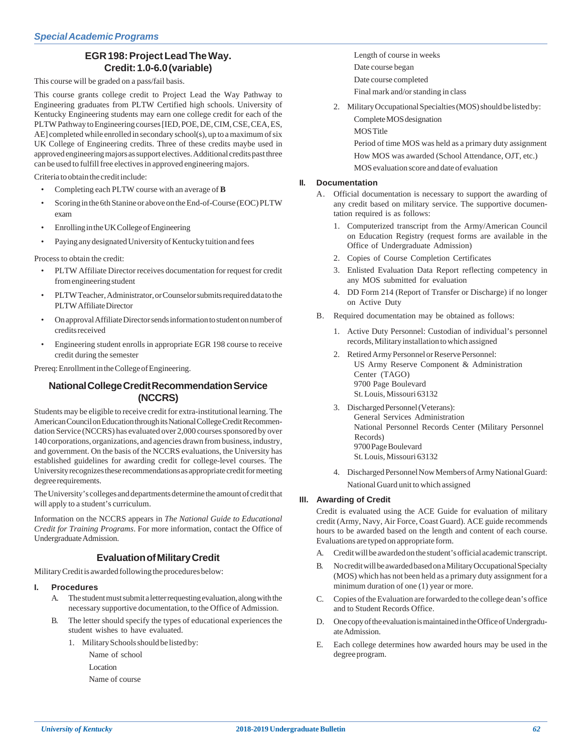## EGR 198: Project Lead The Way. Credit: 1.0-6.0 (variable)

This course will be graded on a pass/fail basis.

This course grants college credit to Project Lead the Way Pathway to Engineering graduates from PLTW Certified high schools. University of Kentucky Engineering students may earn one college credit for each of the PLTW Pathway to Engineering courses [IED, POE, DE, CIM, CSE, CEA, ES, AE] completed while enrolled in secondary school(s), up to a maximum of six UK College of Engineering credits. Three of these credits maybe used in approved engineering majors as support electives. Additional credits past three can be used to fulfill free electives in approved engineering majors.

Criteria to obtain the credit include:

- Completing each PLTW course with an average of **B**
- Scoring in the 6th Stanine or above on the End-of-Course (EOC) PLTW exam
- Enrolling in the UK College of Engineering
- Paying any designated University of Kentucky tuition and fees

Process to obtain the credit:

- PLTW Affiliate Director receives documentation for request for credit from engineering student
- PLTW Teacher, Administrator, or Counselor submits required data to the PLTW Affiliate Director
- On approval Affiliate Director sends information to student on number of credits received
- Engineering student enrolls in appropriate EGR 198 course to receive credit during the semester

Prereq: Enrollment in the College of Engineering.

## National College Credit Recommendation Service (NCCRS)

Students may be eligible to receive credit for extra-institutional learning. The American Council on Education through its National College Credit Recommendation Service (NCCRS) has evaluated over 2,000 courses sponsored by over 140 corporations, organizations, and agencies drawn from business, industry, and government. On the basis of the NCCRS evaluations, the University has established guidelines for awarding credit for college-level courses. The University recognizes these recommendations as appropriate credit for meeting degree requirements.

The University's colleges and departments determine the amount of credit that will apply to a student's curriculum.

Information on the NCCRS appears in *The National Guide to Educational Credit for Training Programs*. For more information, contact the Office of Undergraduate Admission.

## Evaluation of Military Credit

Military Credit is awarded following the procedures below:

### I. Procedures

A. The student must submit a letter requesting evaluation, along with the necessary supportive documentation, to the Office of Admission.

B. The letter should specify the types of educational experiences the student wishes to have evaluated.

1. Military Schools should be listed by:
   - Name of school
   - Location
   - Name of course
   - Length of course in weeks
   - Date course began
   - Date course completed
   - Final mark and/or standing in class
2. Military Occupational Specialties (MOS) should be listed by:
   - Complete MOS designation
   - MOS Title
   - Period of time MOS was held as a primary duty assignment
   - How MOS was awarded (School Attendance, OJT, etc.)
   - MOS evaluation score and date of evaluation

### II. Documentation

A. Official documentation is necessary to support the awarding of any credit based on military service. The supportive documentation required is as follows:

1. Computerized transcript from the Army/American Council on Education Registry (request forms are available in the Office of Undergraduate Admission)
2. Copies of Course Completion Certificates
3. Enlisted Evaluation Data Report reflecting competency in any MOS submitted for evaluation
4. DD Form 214 (Report of Transfer or Discharge) if no longer on Active Duty

B. Required documentation may be obtained as follows:

1. Active Duty Personnel: Custodian of individual's personnel records, Military installation to which assigned
2. Retired Army Personnel or Reserve Personnel:
   US Army Reserve Component & Administration Center (TAGO)
   9700 Page Boulevard
   St. Louis, Missouri 63132
3. Discharged Personnel (Veterans):
   General Services Administration
   National Personnel Records Center (Military Personnel Records)
   9700 Page Boulevard
   St. Louis, Missouri 63132
4. Discharged Personnel Now Members of Army National Guard:
   National Guard unit to which assigned

### III. Awarding of Credit

Credit is evaluated using the ACE Guide for evaluation of military credit (Army, Navy, Air Force, Coast Guard). ACE guide recommends hours to be awarded based on the length and content of each course. Evaluations are typed on appropriate form.

A. Credit will be awarded on the student's official academic transcript.

B. No credit will be awarded based on a Military Occupational Specialty (MOS) which has not been held as a primary duty assignment for a minimum duration of one (1) year or more.

C. Copies of the Evaluation are forwarded to the college dean's office and to Student Records Office.

D. One copy of the evaluation is maintained in the Office of Undergraduate Admission.

E. Each college determines how awarded hours may be used in the degree program.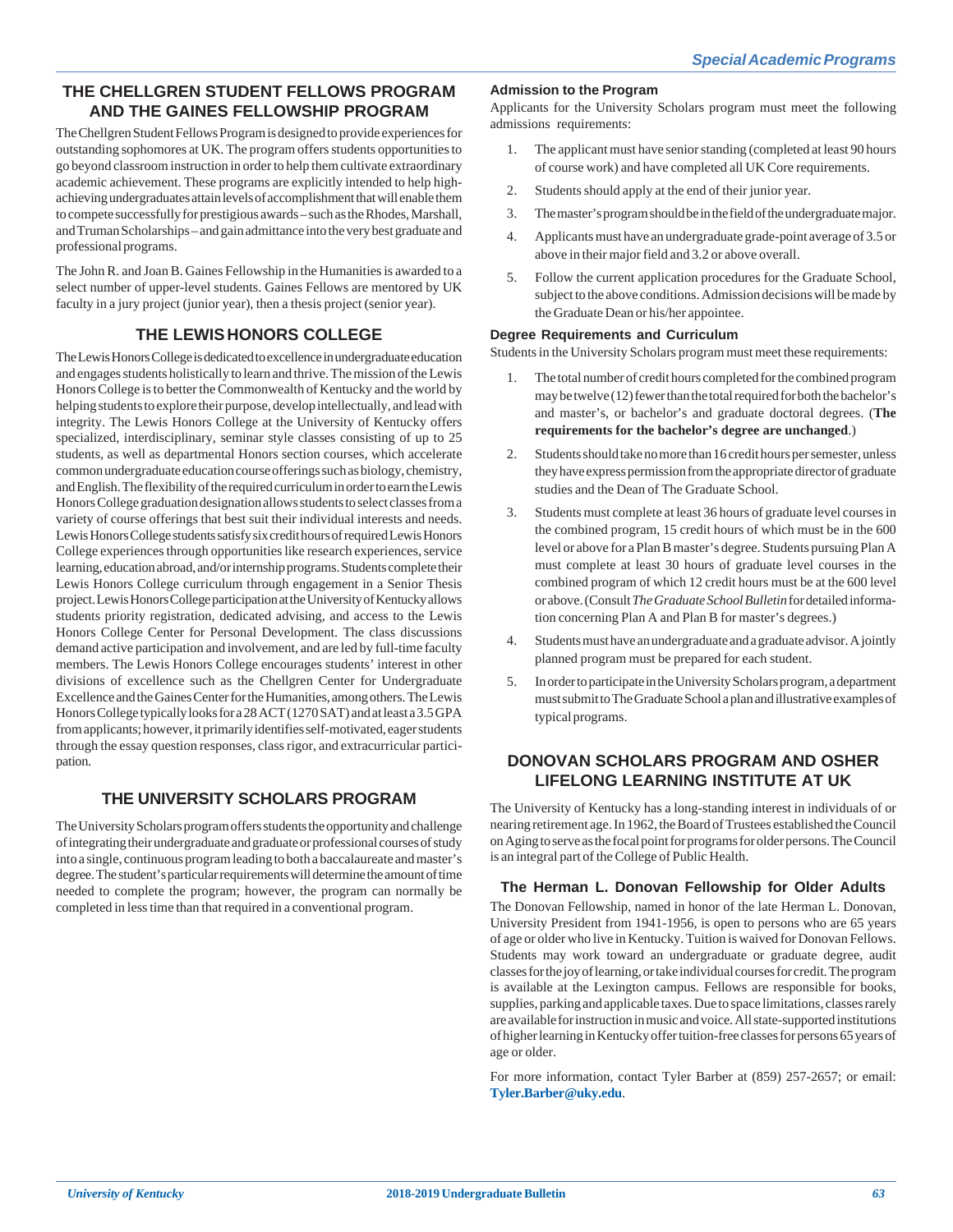## THE CHELLGREN STUDENT FELLOWS PROGRAM AND THE GAINES FELLOWSHIP PROGRAM

The Chellgren Student Fellows Program is designed to provide experiences for outstanding sophomores at UK. The program offers students opportunities to go beyond classroom instruction in order to help them cultivate extraordinary academic achievement. These programs are explicitly intended to help high-achieving undergraduates attain levels of accomplishment that will enable them to compete successfully for prestigious awards – such as the Rhodes, Marshall, and Truman Scholarships – and gain admittance into the very best graduate and professional programs.

The John R. and Joan B. Gaines Fellowship in the Humanities is awarded to a select number of upper-level students. Gaines Fellows are mentored by UK faculty in a jury project (junior year), then a thesis project (senior year).

## THE LEWIS HONORS COLLEGE

The Lewis Honors College is dedicated to excellence in undergraduate education and engages students holistically to learn and thrive. The mission of the Lewis Honors College is to better the Commonwealth of Kentucky and the world by helping students to explore their purpose, develop intellectually, and lead with integrity. The Lewis Honors College at the University of Kentucky offers specialized, interdisciplinary, seminar style classes consisting of up to 25 students, as well as departmental Honors section courses, which accelerate common undergraduate education course offerings such as biology, chemistry, and English. The flexibility of the required curriculum in order to earn the Lewis Honors College graduation designation allows students to select classes from a variety of course offerings that best suit their individual interests and needs. Lewis Honors College students satisfy six credit hours of required Lewis Honors College experiences through opportunities like research experiences, service learning, education abroad, and/or internship programs. Students complete their Lewis Honors College curriculum through engagement in a Senior Thesis project. Lewis Honors College participation at the University of Kentucky allows students priority registration, dedicated advising, and access to the Lewis Honors College Center for Personal Development. The class discussions demand active participation and involvement, and are led by full-time faculty members. The Lewis Honors College encourages students' interest in other divisions of excellence such as the Chellgren Center for Undergraduate Excellence and the Gaines Center for the Humanities, among others. The Lewis Honors College typically looks for a 28 ACT (1270 SAT) and at least a 3.5 GPA from applicants; however, it primarily identifies self-motivated, eager students through the essay question responses, class rigor, and extracurricular participation.

## THE UNIVERSITY SCHOLARS PROGRAM

The University Scholars program offers students the opportunity and challenge of integrating their undergraduate and graduate or professional courses of study into a single, continuous program leading to both a baccalaureate and master's degree. The student's particular requirements will determine the amount of time needed to complete the program; however, the program can normally be completed in less time than that required in a conventional program.

### Admission to the Program

Applicants for the University Scholars program must meet the following admissions requirements:

1. The applicant must have senior standing (completed at least 90 hours of course work) and have completed all UK Core requirements.
2. Students should apply at the end of their junior year.
3. The master's program should be in the field of the undergraduate major.
4. Applicants must have an undergraduate grade-point average of 3.5 or above in their major field and 3.2 or above overall.
5. Follow the current application procedures for the Graduate School, subject to the above conditions. Admission decisions will be made by the Graduate Dean or his/her appointee.

### Degree Requirements and Curriculum

Students in the University Scholars program must meet these requirements:

1. The total number of credit hours completed for the combined program may be twelve (12) fewer than the total required for both the bachelor's and master's, or bachelor's and graduate doctoral degrees. (**The requirements for the bachelor's degree are unchanged**.)
2. Students should take no more than 16 credit hours per semester, unless they have express permission from the appropriate director of graduate studies and the Dean of The Graduate School.
3. Students must complete at least 36 hours of graduate level courses in the combined program, 15 credit hours of which must be in the 600 level or above for a Plan B master's degree. Students pursuing Plan A must complete at least 30 hours of graduate level courses in the combined program of which 12 credit hours must be at the 600 level or above. (Consult *The Graduate School Bulletin* for detailed information concerning Plan A and Plan B for master's degrees.)
4. Students must have an undergraduate and a graduate advisor. A jointly planned program must be prepared for each student.
5. In order to participate in the University Scholars program, a department must submit to The Graduate School a plan and illustrative examples of typical programs.

## DONOVAN SCHOLARS PROGRAM AND OSHER LIFELONG LEARNING INSTITUTE AT UK

The University of Kentucky has a long-standing interest in individuals of or nearing retirement age. In 1962, the Board of Trustees established the Council on Aging to serve as the focal point for programs for older persons. The Council is an integral part of the College of Public Health.

### The Herman L. Donovan Fellowship for Older Adults

The Donovan Fellowship, named in honor of the late Herman L. Donovan, University President from 1941-1956, is open to persons who are 65 years of age or older who live in Kentucky. Tuition is waived for Donovan Fellows. Students may work toward an undergraduate or graduate degree, audit classes for the joy of learning, or take individual courses for credit. The program is available at the Lexington campus. Fellows are responsible for books, supplies, parking and applicable taxes. Due to space limitations, classes rarely are available for instruction in music and voice. All state-supported institutions of higher learning in Kentucky offer tuition-free classes for persons 65 years of age or older.

For more information, contact Tyler Barber at (859) 257-2657; or email: **Tyler.Barber@uky.edu**.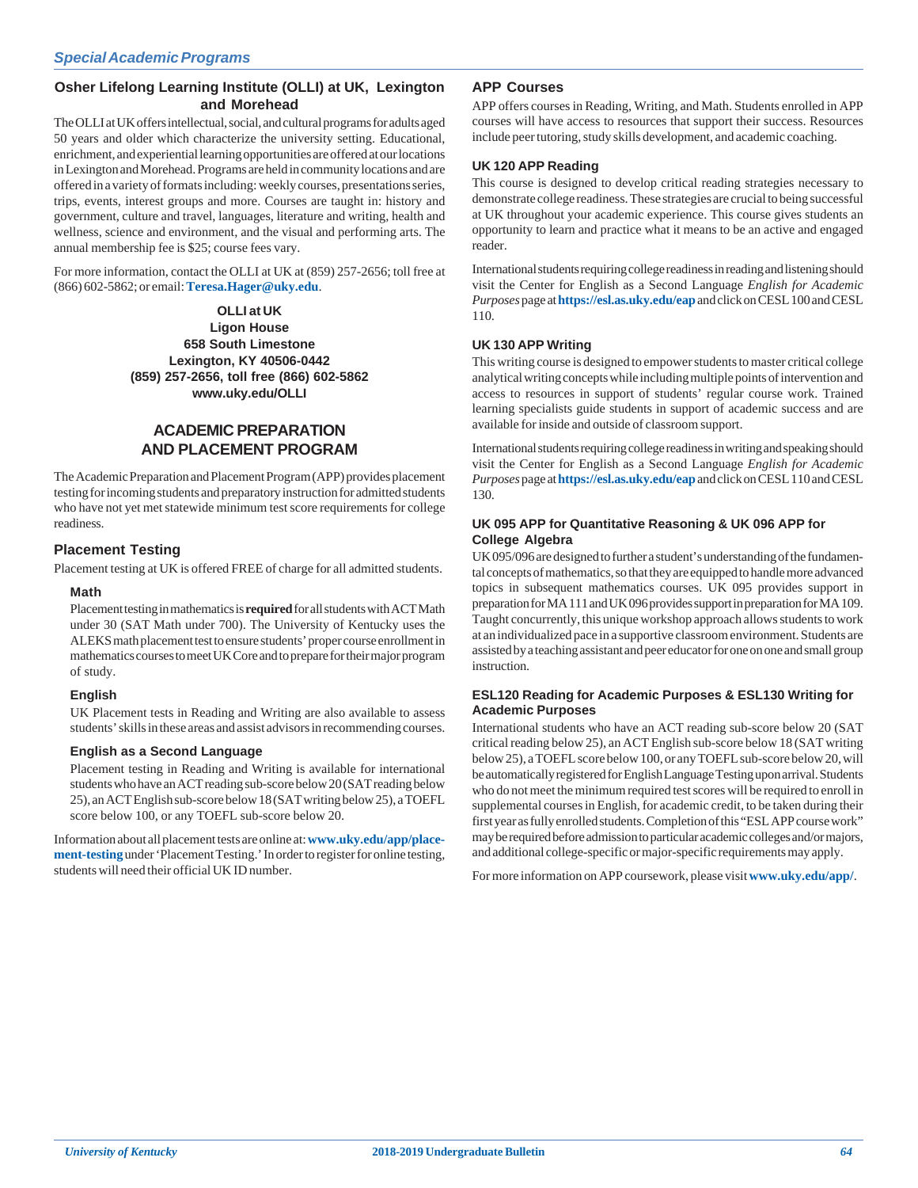### Osher Lifelong Learning Institute (OLLI) at UK, Lexington and Morehead

The OLLI at UK offers intellectual, social, and cultural programs for adults aged 50 years and older which characterize the university setting. Educational, enrichment, and experiential learning opportunities are offered at our locations in Lexington and Morehead. Programs are held in community locations and are offered in a variety of formats including: weekly courses, presentations series, trips, events, interest groups and more. Courses are taught in: history and government, culture and travel, languages, literature and writing, health and wellness, science and environment, and the visual and performing arts. The annual membership fee is $25; course fees vary.

For more information, contact the OLLI at UK at (859) 257-2656; toll free at (866) 602-5862; or email: **Teresa.Hager@uky.edu**.

**OLLI at UK**
**Ligon House**
**658 South Limestone**
**Lexington, KY 40506-0442**
**(859) 257-2656, toll free (866) 602-5862**
**www.uky.edu/OLLI**

## ACADEMIC PREPARATION AND PLACEMENT PROGRAM

The Academic Preparation and Placement Program (APP) provides placement testing for incoming students and preparatory instruction for admitted students who have not yet met statewide minimum test score requirements for college readiness.

### Placement Testing

Placement testing at UK is offered FREE of charge for all admitted students.

#### Math

Placement testing in mathematics is **required** for all students with ACT Math under 30 (SAT Math under 700). The University of Kentucky uses the ALEKS math placement test to ensure students' proper course enrollment in mathematics courses to meet UK Core and to prepare for their major program of study.

#### English

UK Placement tests in Reading and Writing are also available to assess students' skills in these areas and assist advisors in recommending courses.

#### English as a Second Language

Placement testing in Reading and Writing is available for international students who have an ACT reading sub-score below 20 (SAT reading below 25), an ACT English sub-score below 18 (SAT writing below 25), a TOEFL score below 100, or any TOEFL sub-score below 20.

Information about all placement tests are online at: **www.uky.edu/app/placement-testing** under 'Placement Testing.' In order to register for online testing, students will need their official UK ID number.

### APP Courses

APP offers courses in Reading, Writing, and Math. Students enrolled in APP courses will have access to resources that support their success. Resources include peer tutoring, study skills development, and academic coaching.

#### UK 120 APP Reading

This course is designed to develop critical reading strategies necessary to demonstrate college readiness. These strategies are crucial to being successful at UK throughout your academic experience. This course gives students an opportunity to learn and practice what it means to be an active and engaged reader.

International students requiring college readiness in reading and listening should visit the Center for English as a Second Language *English for Academic Purposes* page at **https://esl.as.uky.edu/eap** and click on CESL 100 and CESL 110.

#### UK 130 APP Writing

This writing course is designed to empower students to master critical college analytical writing concepts while including multiple points of intervention and access to resources in support of students' regular course work. Trained learning specialists guide students in support of academic success and are available for inside and outside of classroom support.

International students requiring college readiness in writing and speaking should visit the Center for English as a Second Language *English for Academic Purposes* page at **https://esl.as.uky.edu/eap** and click on CESL 110 and CESL 130.

#### UK 095 APP for Quantitative Reasoning & UK 096 APP for College Algebra

UK 095/096 are designed to further a student's understanding of the fundamental concepts of mathematics, so that they are equipped to handle more advanced topics in subsequent mathematics courses. UK 095 provides support in preparation for MA 111 and UK 096 provides support in preparation for MA 109. Taught concurrently, this unique workshop approach allows students to work at an individualized pace in a supportive classroom environment. Students are assisted by a teaching assistant and peer educator for one on one and small group instruction.

#### ESL120 Reading for Academic Purposes & ESL130 Writing for Academic Purposes

International students who have an ACT reading sub-score below 20 (SAT critical reading below 25), an ACT English sub-score below 18 (SAT writing below 25), a TOEFL score below 100, or any TOEFL sub-score below 20, will be automatically registered for English Language Testing upon arrival. Students who do not meet the minimum required test scores will be required to enroll in supplemental courses in English, for academic credit, to be taken during their first year as fully enrolled students. Completion of this "ESL APP course work" may be required before admission to particular academic colleges and/or majors, and additional college-specific or major-specific requirements may apply.

For more information on APP coursework, please visit **www.uky.edu/app/**.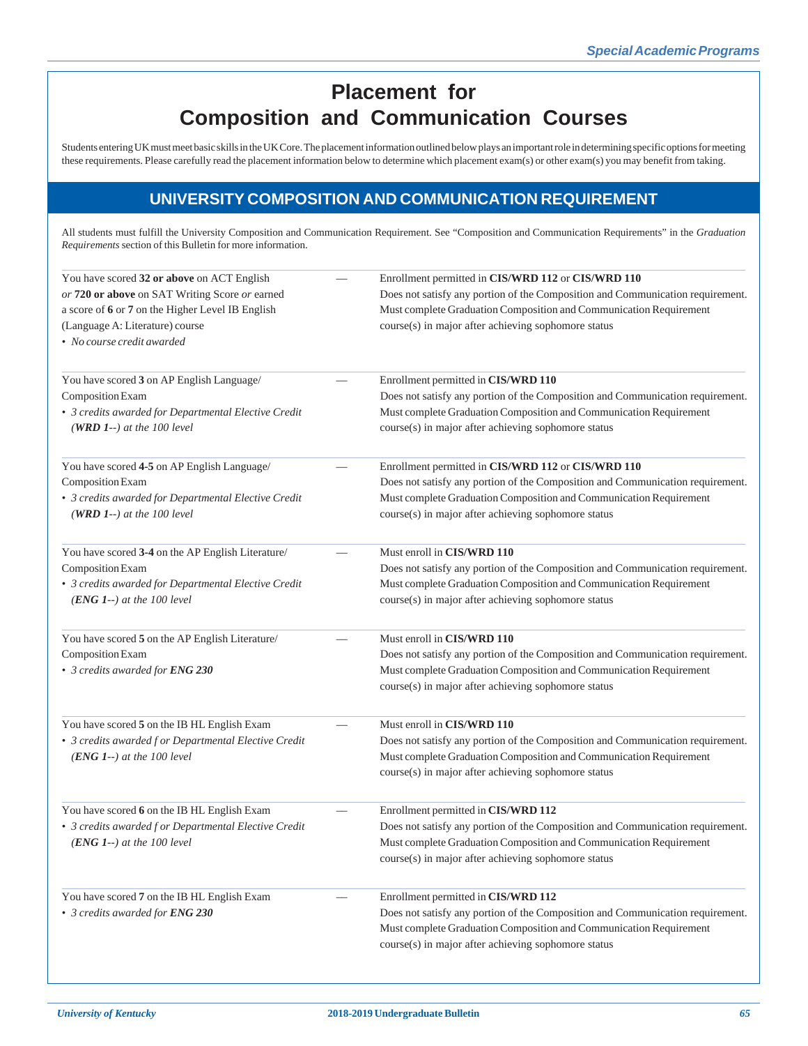# Placement for Composition and Communication Courses

Students entering UK must meet basic skills in the UK Core. The placement information outlined below plays an important role in determining specific options for meeting these requirements. Please carefully read the placement information below to determine which placement exam(s) or other exam(s) you may benefit from taking.

## UNIVERSITY COMPOSITION AND COMMUNICATION REQUIREMENT

All students must fulfill the University Composition and Communication Requirement. See "Composition and Communication Requirements" in the *Graduation Requirements* section of this Bulletin for more information.

You have scored **32 or above** on ACT English *or* **720 or above** on SAT Writing Score *or* earned a score of **6** or **7** on the Higher Level IB English (Language A: Literature) course
- *No course credit awarded*

— Enrollment permitted in **CIS/WRD 112** or **CIS/WRD 110**
Does not satisfy any portion of the Composition and Communication requirement. Must complete Graduation Composition and Communication Requirement course(s) in major after achieving sophomore status

---

You have scored **3** on AP English Language/Composition Exam
- *3 credits awarded for Departmental Elective Credit (**WRD 1--**) at the 100 level*

— Enrollment permitted in **CIS/WRD 110**
Does not satisfy any portion of the Composition and Communication requirement. Must complete Graduation Composition and Communication Requirement course(s) in major after achieving sophomore status

---

You have scored **4-5** on AP English Language/Composition Exam
- *3 credits awarded for Departmental Elective Credit (**WRD 1--**) at the 100 level*

— Enrollment permitted in **CIS/WRD 112** or **CIS/WRD 110**
Does not satisfy any portion of the Composition and Communication requirement. Must complete Graduation Composition and Communication Requirement course(s) in major after achieving sophomore status

---

You have scored **3-4** on the AP English Literature/Composition Exam
- *3 credits awarded for Departmental Elective Credit (**ENG 1--**) at the 100 level*

— Must enroll in **CIS/WRD 110**
Does not satisfy any portion of the Composition and Communication requirement. Must complete Graduation Composition and Communication Requirement course(s) in major after achieving sophomore status

---

You have scored **5** on the AP English Literature/Composition Exam
- *3 credits awarded for **ENG 230***

— Must enroll in **CIS/WRD 110**
Does not satisfy any portion of the Composition and Communication requirement. Must complete Graduation Composition and Communication Requirement course(s) in major after achieving sophomore status

---

You have scored **5** on the IB HL English Exam
- *3 credits awarded f or Departmental Elective Credit (**ENG 1--**) at the 100 level*

— Must enroll in **CIS/WRD 110**
Does not satisfy any portion of the Composition and Communication requirement. Must complete Graduation Composition and Communication Requirement course(s) in major after achieving sophomore status

---

You have scored **6** on the IB HL English Exam
- *3 credits awarded f or Departmental Elective Credit (**ENG 1--**) at the 100 level*

— Enrollment permitted in **CIS/WRD 112**
Does not satisfy any portion of the Composition and Communication requirement. Must complete Graduation Composition and Communication Requirement course(s) in major after achieving sophomore status

---

You have scored **7** on the IB HL English Exam
- *3 credits awarded for **ENG 230***

— Enrollment permitted in **CIS/WRD 112**
Does not satisfy any portion of the Composition and Communication requirement. Must complete Graduation Composition and Communication Requirement course(s) in major after achieving sophomore status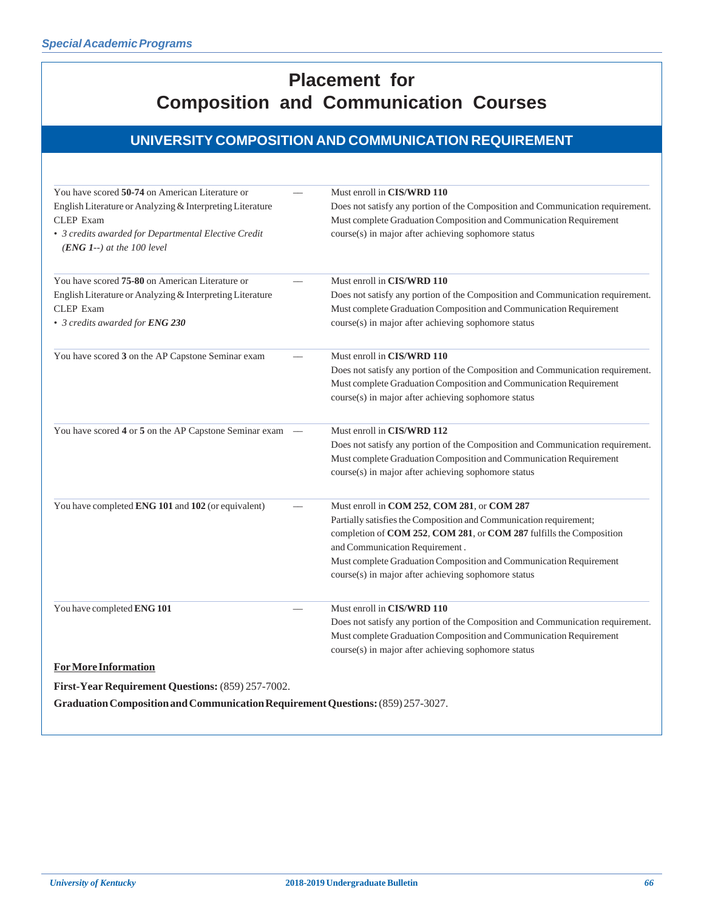# Placement for Composition and Communication Courses

## UNIVERSITY COMPOSITION AND COMMUNICATION REQUIREMENT

| | | |
|---|---|---|
| You have scored **50-74** on American Literature or English Literature or Analyzing & Interpreting Literature CLEP Exam<br>• *3 credits awarded for Departmental Elective Credit (**ENG 1--**) at the 100 level* | — | Must enroll in **CIS/WRD 110**<br>Does not satisfy any portion of the Composition and Communication requirement.<br>Must complete Graduation Composition and Communication Requirement course(s) in major after achieving sophomore status |
| You have scored **75-80** on American Literature or English Literature or Analyzing & Interpreting Literature CLEP Exam<br>• *3 credits awarded for **ENG 230*** | — | Must enroll in **CIS/WRD 110**<br>Does not satisfy any portion of the Composition and Communication requirement.<br>Must complete Graduation Composition and Communication Requirement course(s) in major after achieving sophomore status |
| You have scored **3** on the AP Capstone Seminar exam | — | Must enroll in **CIS/WRD 110**<br>Does not satisfy any portion of the Composition and Communication requirement.<br>Must complete Graduation Composition and Communication Requirement course(s) in major after achieving sophomore status |
| You have scored **4** or **5** on the AP Capstone Seminar exam | — | Must enroll in **CIS/WRD 112**<br>Does not satisfy any portion of the Composition and Communication requirement.<br>Must complete Graduation Composition and Communication Requirement course(s) in major after achieving sophomore status |
| You have completed **ENG 101** and **102** (or equivalent) | — | Must enroll in **COM 252**, **COM 281**, or **COM 287**<br>Partially satisfies the Composition and Communication requirement; completion of **COM 252**, **COM 281**, or **COM 287** fulfills the Composition and Communication Requirement .<br>Must complete Graduation Composition and Communication Requirement course(s) in major after achieving sophomore status |
| You have completed **ENG 101** | — | Must enroll in **CIS/WRD 110**<br>Does not satisfy any portion of the Composition and Communication requirement.<br>Must complete Graduation Composition and Communication Requirement course(s) in major after achieving sophomore status |

**For More Information**

**First-Year Requirement Questions:** (859) 257-7002.

**Graduation Composition and Communication Requirement Questions:** (859) 257-3027.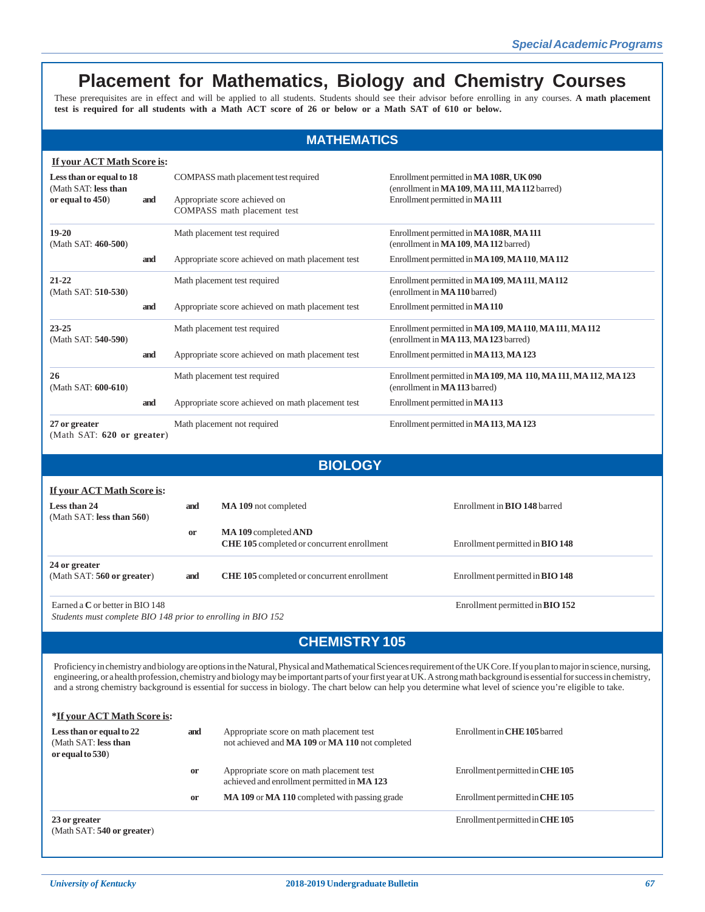# Placement for Mathematics, Biology and Chemistry Courses

These prerequisites are in effect and will be applied to all students. Students should see their advisor before enrolling in any courses. **A math placement test is required for all students with a Math ACT score of 26 or below or a Math SAT of 610 or below.**

## MATHEMATICS

**If your ACT Math Score is:**

| ACT Math Score | | Requirement | Enrollment |
|---|---|---|---|
| **Less than or equal to 18** (Math SAT: **less than or equal to 450**) | | COMPASS math placement test required | Enrollment permitted in **MA 108R**, **UK 090** (enrollment in **MA 109**, **MA 111**, **MA 112** barred) |
| | **and** | Appropriate score achieved on COMPASS math placement test | Enrollment permitted in **MA 111** |
| **19-20** (Math SAT: **460-500**) | | Math placement test required | Enrollment permitted in **MA 108R**, **MA 111** (enrollment in **MA 109**, **MA 112** barred) |
| | **and** | Appropriate score achieved on math placement test | Enrollment permitted in **MA 109**, **MA 110**, **MA 112** |
| **21-22** (Math SAT: **510-530**) | | Math placement test required | Enrollment permitted in **MA 109**, **MA 111**, **MA 112** (enrollment in **MA 110** barred) |
| | **and** | Appropriate score achieved on math placement test | Enrollment permitted in **MA 110** |
| **23-25** (Math SAT: **540-590**) | | Math placement test required | Enrollment permitted in **MA 109**, **MA 110**, **MA 111**, **MA 112** (enrollment in **MA 113**, **MA 123** barred) |
| | **and** | Appropriate score achieved on math placement test | Enrollment permitted in **MA 113**, **MA 123** |
| **26** (Math SAT: **600-610**) | | Math placement test required | Enrollment permitted in **MA 109**, **MA 110**, **MA 111**, **MA 112**, **MA 123** (enrollment in **MA 113** barred) |
| | **and** | Appropriate score achieved on math placement test | Enrollment permitted in **MA 113** |
| **27 or greater** (Math SAT: **620 or greater**) | | Math placement not required | Enrollment permitted in **MA 113**, **MA 123** |

## BIOLOGY

**If your ACT Math Score is:**

| ACT Math Score | | Requirement | Enrollment |
|---|---|---|---|
| **Less than 24** (Math SAT: **less than 560**) | **and** | **MA 109** not completed | Enrollment in **BIO 148** barred |
| | **or** | **MA 109** completed **AND** **CHE 105** completed or concurrent enrollment | Enrollment permitted in **BIO 148** |
| **24 or greater** (Math SAT: **560 or greater**) | **and** | **CHE 105** completed or concurrent enrollment | Enrollment permitted in **BIO 148** |
| Earned a **C** or better in BIO 148 | | | Enrollment permitted in **BIO 152** |

*Students must complete BIO 148 prior to enrolling in BIO 152*

## CHEMISTRY 105

Proficiency in chemistry and biology are options in the Natural, Physical and Mathematical Sciences requirement of the UK Core. If you plan to major in science, nursing, engineering, or a health profession, chemistry and biology may be important parts of your first year at UK. A strong math background is essential for success in chemistry, and a strong chemistry background is essential for success in biology. The chart below can help you determine what level of science you're eligible to take.

**\*If your ACT Math Score is:**

| ACT Math Score | | Requirement | Enrollment |
|---|---|---|---|
| **Less than or equal to 22** (Math SAT: **less than or equal to 530**) | **and** | Appropriate score on math placement test not achieved and **MA 109** or **MA 110** not completed | Enrollment in **CHE 105** barred |
| | **or** | Appropriate score on math placement test achieved and enrollment permitted in **MA 123** | Enrollment permitted in **CHE 105** |
| | **or** | **MA 109** or **MA 110** completed with passing grade | Enrollment permitted in **CHE 105** |
| **23 or greater** (Math SAT: **540 or greater**) | | | Enrollment permitted in **CHE 105** |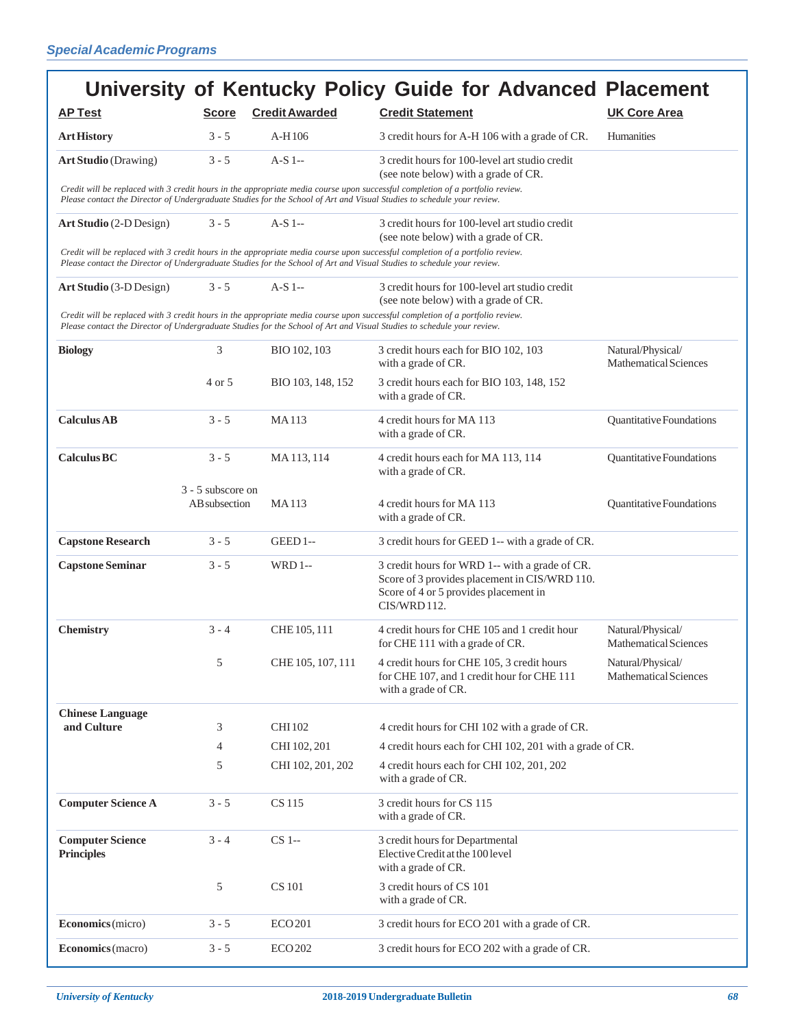# University of Kentucky Policy Guide for Advanced Placement

| AP Test | Score | Credit Awarded | Credit Statement | UK Core Area |
|---|---|---|---|---|
| **Art History** | 3 - 5 | A-H 106 | 3 credit hours for A-H 106 with a grade of CR. | Humanities |
| **Art Studio** (Drawing) | 3 - 5 | A-S 1-- | 3 credit hours for 100-level art studio credit (see note below) with a grade of CR. | |
| *Credit will be replaced with 3 credit hours in the appropriate media course upon successful completion of a portfolio review. Please contact the Director of Undergraduate Studies for the School of Art and Visual Studies to schedule your review.* | | | | |
| **Art Studio** (2-D Design) | 3 - 5 | A-S 1-- | 3 credit hours for 100-level art studio credit (see note below) with a grade of CR. | |
| *Credit will be replaced with 3 credit hours in the appropriate media course upon successful completion of a portfolio review. Please contact the Director of Undergraduate Studies for the School of Art and Visual Studies to schedule your review.* | | | | |
| **Art Studio** (3-D Design) | 3 - 5 | A-S 1-- | 3 credit hours for 100-level art studio credit (see note below) with a grade of CR. | |
| *Credit will be replaced with 3 credit hours in the appropriate media course upon successful completion of a portfolio review. Please contact the Director of Undergraduate Studies for the School of Art and Visual Studies to schedule your review.* | | | | |
| **Biology** | 3 | BIO 102, 103 | 3 credit hours each for BIO 102, 103 with a grade of CR. | Natural/Physical/ Mathematical Sciences |
| | 4 or 5 | BIO 103, 148, 152 | 3 credit hours each for BIO 103, 148, 152 with a grade of CR. | |
| **Calculus AB** | 3 - 5 | MA 113 | 4 credit hours for MA 113 with a grade of CR. | Quantitative Foundations |
| **Calculus BC** | 3 - 5 | MA 113, 114 | 4 credit hours each for MA 113, 114 with a grade of CR. | Quantitative Foundations |
| | 3 - 5 subscore on AB subsection | MA 113 | 4 credit hours for MA 113 with a grade of CR. | Quantitative Foundations |
| **Capstone Research** | 3 - 5 | GEED 1-- | 3 credit hours for GEED 1-- with a grade of CR. | |
| **Capstone Seminar** | 3 - 5 | WRD 1-- | 3 credit hours for WRD 1-- with a grade of CR. Score of 3 provides placement in CIS/WRD 110. Score of 4 or 5 provides placement in CIS/WRD 112. | |
| **Chemistry** | 3 - 4 | CHE 105, 111 | 4 credit hours for CHE 105 and 1 credit hour for CHE 111 with a grade of CR. | Natural/Physical/ Mathematical Sciences |
| | 5 | CHE 105, 107, 111 | 4 credit hours for CHE 105, 3 credit hours for CHE 107, and 1 credit hour for CHE 111 with a grade of CR. | Natural/Physical/ Mathematical Sciences |
| **Chinese Language and Culture** | 3 | CHI 102 | 4 credit hours for CHI 102 with a grade of CR. | |
| | 4 | CHI 102, 201 | 4 credit hours each for CHI 102, 201 with a grade of CR. | |
| | 5 | CHI 102, 201, 202 | 4 credit hours each for CHI 102, 201, 202 with a grade of CR. | |
| **Computer Science A** | 3 - 5 | CS 115 | 3 credit hours for CS 115 with a grade of CR. | |
| **Computer Science Principles** | 3 - 4 | CS 1-- | 3 credit hours for Departmental Elective Credit at the 100 level with a grade of CR. | |
| | 5 | CS 101 | 3 credit hours of CS 101 with a grade of CR. | |
| **Economics** (micro) | 3 - 5 | ECO 201 | 3 credit hours for ECO 201 with a grade of CR. | |
| **Economics** (macro) | 3 - 5 | ECO 202 | 3 credit hours for ECO 202 with a grade of CR. | |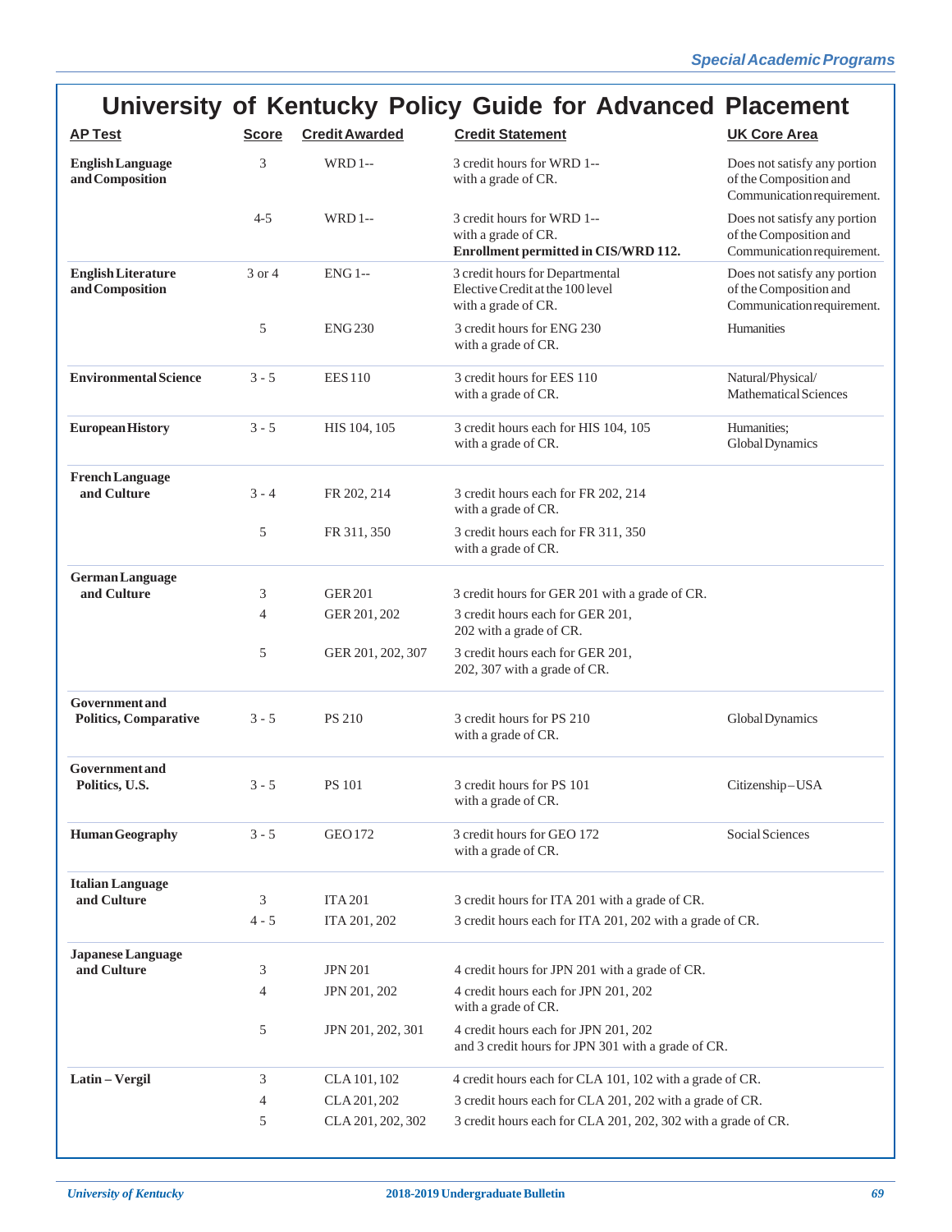# University of Kentucky Policy Guide for Advanced Placement

| AP Test | Score | Credit Awarded | Credit Statement | UK Core Area |
|---|---|---|---|---|
| **English Language and Composition** | 3 | WRD 1-- | 3 credit hours for WRD 1-- with a grade of CR. | Does not satisfy any portion of the Composition and Communication requirement. |
| | 4-5 | WRD 1-- | 3 credit hours for WRD 1-- with a grade of CR. **Enrollment permitted in CIS/WRD 112.** | Does not satisfy any portion of the Composition and Communication requirement. |
| **English Literature and Composition** | 3 or 4 | ENG 1-- | 3 credit hours for Departmental Elective Credit at the 100 level with a grade of CR. | Does not satisfy any portion of the Composition and Communication requirement. |
| | 5 | ENG 230 | 3 credit hours for ENG 230 with a grade of CR. | Humanities |
| **Environmental Science** | 3 - 5 | EES 110 | 3 credit hours for EES 110 with a grade of CR. | Natural/Physical/ Mathematical Sciences |
| **European History** | 3 - 5 | HIS 104, 105 | 3 credit hours each for HIS 104, 105 with a grade of CR. | Humanities; Global Dynamics |
| **French Language and Culture** | 3 - 4 | FR 202, 214 | 3 credit hours each for FR 202, 214 with a grade of CR. | |
| | 5 | FR 311, 350 | 3 credit hours each for FR 311, 350 with a grade of CR. | |
| **German Language and Culture** | 3 | GER 201 | 3 credit hours for GER 201 with a grade of CR. | |
| | 4 | GER 201, 202 | 3 credit hours each for GER 201, 202 with a grade of CR. | |
| | 5 | GER 201, 202, 307 | 3 credit hours each for GER 201, 202, 307 with a grade of CR. | |
| **Government and Politics, Comparative** | 3 - 5 | PS 210 | 3 credit hours for PS 210 with a grade of CR. | Global Dynamics |
| **Government and Politics, U.S.** | 3 - 5 | PS 101 | 3 credit hours for PS 101 with a grade of CR. | Citizenship – USA |
| **Human Geography** | 3 - 5 | GEO 172 | 3 credit hours for GEO 172 with a grade of CR. | Social Sciences |
| **Italian Language and Culture** | 3 | ITA 201 | 3 credit hours for ITA 201 with a grade of CR. | |
| | 4 - 5 | ITA 201, 202 | 3 credit hours each for ITA 201, 202 with a grade of CR. | |
| **Japanese Language and Culture** | 3 | JPN 201 | 4 credit hours for JPN 201 with a grade of CR. | |
| | 4 | JPN 201, 202 | 4 credit hours each for JPN 201, 202 with a grade of CR. | |
| | 5 | JPN 201, 202, 301 | 4 credit hours each for JPN 201, 202 and 3 credit hours for JPN 301 with a grade of CR. | |
| **Latin – Vergil** | 3 | CLA 101, 102 | 4 credit hours each for CLA 101, 102 with a grade of CR. | |
| | 4 | CLA 201, 202 | 3 credit hours each for CLA 201, 202 with a grade of CR. | |
| | 5 | CLA 201, 202, 302 | 3 credit hours each for CLA 201, 202, 302 with a grade of CR. | |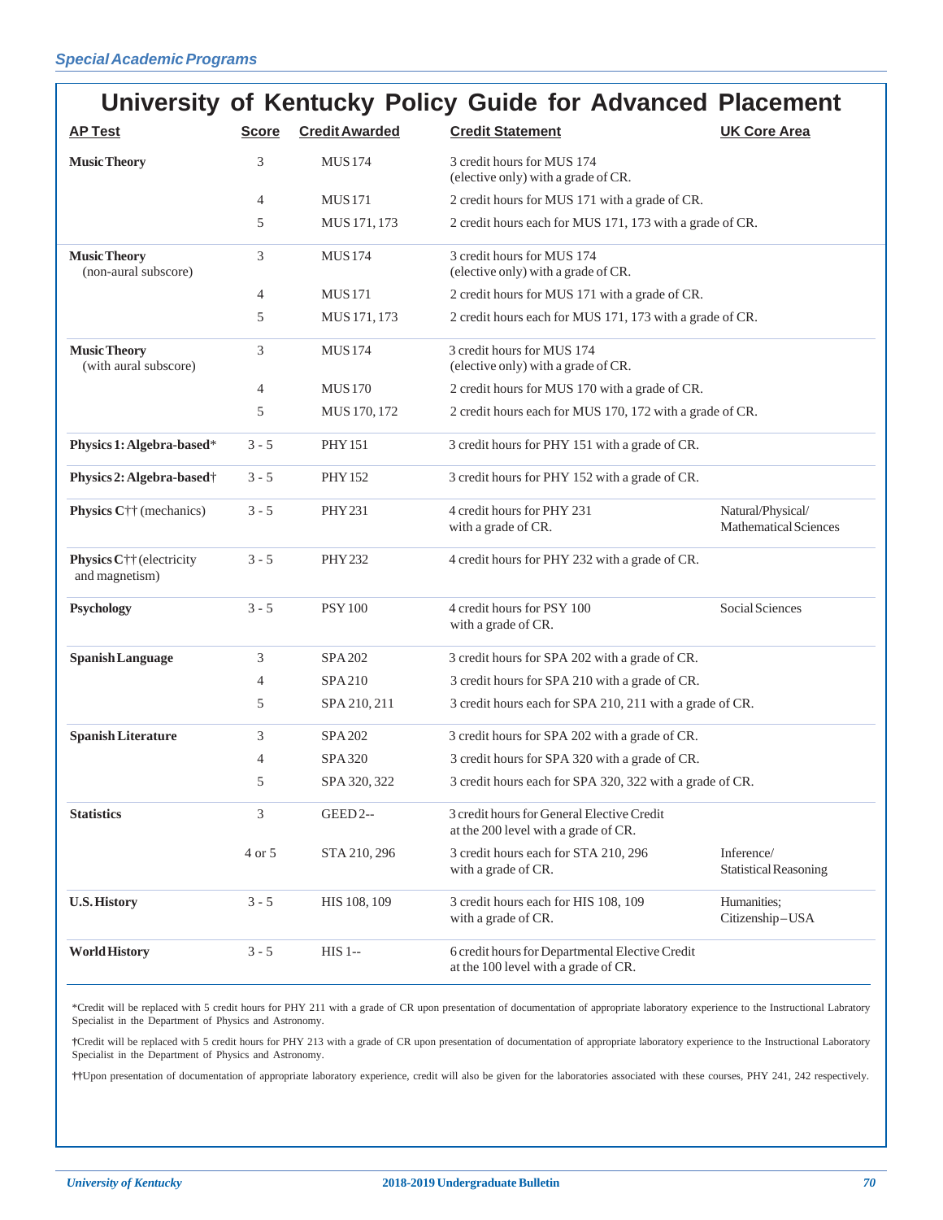## Special Academic Programs

# University of Kentucky Policy Guide for Advanced Placement

| AP Test | Score | Credit Awarded | Credit Statement | UK Core Area |
|---|---|---|---|---|
| **Music Theory** | 3 | MUS 174 | 3 credit hours for MUS 174 (elective only) with a grade of CR. | |
| | 4 | MUS 171 | 2 credit hours for MUS 171 with a grade of CR. | |
| | 5 | MUS 171, 173 | 2 credit hours each for MUS 171, 173 with a grade of CR. | |
| **Music Theory** (non-aural subscore) | 3 | MUS 174 | 3 credit hours for MUS 174 (elective only) with a grade of CR. | |
| | 4 | MUS 171 | 2 credit hours for MUS 171 with a grade of CR. | |
| | 5 | MUS 171, 173 | 2 credit hours each for MUS 171, 173 with a grade of CR. | |
| **Music Theory** (with aural subscore) | 3 | MUS 174 | 3 credit hours for MUS 174 (elective only) with a grade of CR. | |
| | 4 | MUS 170 | 2 credit hours for MUS 170 with a grade of CR. | |
| | 5 | MUS 170, 172 | 2 credit hours each for MUS 170, 172 with a grade of CR. | |
| **Physics 1: Algebra-based*** | 3 - 5 | PHY 151 | 3 credit hours for PHY 151 with a grade of CR. | |
| **Physics 2: Algebra-based†** | 3 - 5 | PHY 152 | 3 credit hours for PHY 152 with a grade of CR. | |
| **Physics C††** (mechanics) | 3 - 5 | PHY 231 | 4 credit hours for PHY 231 with a grade of CR. | Natural/Physical/ Mathematical Sciences |
| **Physics C††** (electricity and magnetism) | 3 - 5 | PHY 232 | 4 credit hours for PHY 232 with a grade of CR. | |
| **Psychology** | 3 - 5 | PSY 100 | 4 credit hours for PSY 100 with a grade of CR. | Social Sciences |
| **Spanish Language** | 3 | SPA 202 | 3 credit hours for SPA 202 with a grade of CR. | |
| | 4 | SPA 210 | 3 credit hours for SPA 210 with a grade of CR. | |
| | 5 | SPA 210, 211 | 3 credit hours each for SPA 210, 211 with a grade of CR. | |
| **Spanish Literature** | 3 | SPA 202 | 3 credit hours for SPA 202 with a grade of CR. | |
| | 4 | SPA 320 | 3 credit hours for SPA 320 with a grade of CR. | |
| | 5 | SPA 320, 322 | 3 credit hours each for SPA 320, 322 with a grade of CR. | |
| **Statistics** | 3 | GEED 2-- | 3 credit hours for General Elective Credit at the 200 level with a grade of CR. | |
| | 4 or 5 | STA 210, 296 | 3 credit hours each for STA 210, 296 with a grade of CR. | Inference/ Statistical Reasoning |
| **U.S. History** | 3 - 5 | HIS 108, 109 | 3 credit hours each for HIS 108, 109 with a grade of CR. | Humanities; Citizenship–USA |
| **World History** | 3 - 5 | HIS 1-- | 6 credit hours for Departmental Elective Credit at the 100 level with a grade of CR. | |

*Credit will be replaced with 5 credit hours for PHY 211 with a grade of CR upon presentation of documentation of appropriate laboratory experience to the Instructional Labratory Specialist in the Department of Physics and Astronomy.

†Credit will be replaced with 5 credit hours for PHY 213 with a grade of CR upon presentation of documentation of appropriate laboratory experience to the Instructional Laboratory Specialist in the Department of Physics and Astronomy.

††Upon presentation of documentation of appropriate laboratory experience, credit will also be given for the laboratories associated with these courses, PHY 241, 242 respectively.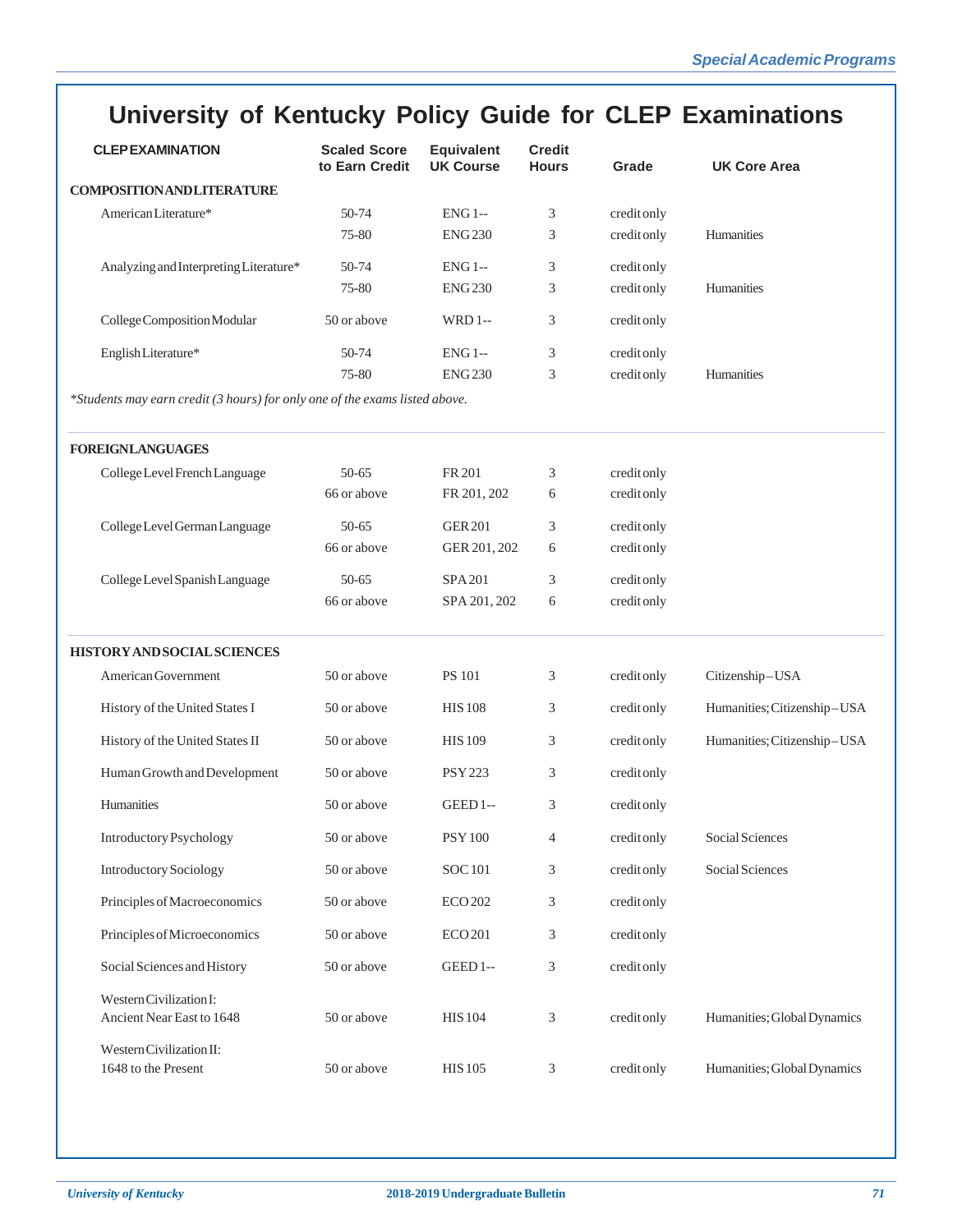# University of Kentucky Policy Guide for CLEP Examinations

| CLEP EXAMINATION | Scaled Score to Earn Credit | Equivalent UK Course | Credit Hours | Grade | UK Core Area |
|---|---|---|---|---|---|
| **COMPOSITION AND LITERATURE** | | | | | |
| American Literature* | 50-74 | ENG 1-- | 3 | credit only | |
| | 75-80 | ENG 230 | 3 | credit only | Humanities |
| Analyzing and Interpreting Literature* | 50-74 | ENG 1-- | 3 | credit only | |
| | 75-80 | ENG 230 | 3 | credit only | Humanities |
| College Composition Modular | 50 or above | WRD 1-- | 3 | credit only | |
| English Literature* | 50-74 | ENG 1-- | 3 | credit only | |
| | 75-80 | ENG 230 | 3 | credit only | Humanities |

*\*Students may earn credit (3 hours) for only one of the exams listed above.*

| CLEP EXAMINATION | Scaled Score to Earn Credit | Equivalent UK Course | Credit Hours | Grade | UK Core Area |
|---|---|---|---|---|---|
| **FOREIGN LANGUAGES** | | | | | |
| College Level French Language | 50-65 | FR 201 | 3 | credit only | |
| | 66 or above | FR 201, 202 | 6 | credit only | |
| College Level German Language | 50-65 | GER 201 | 3 | credit only | |
| | 66 or above | GER 201, 202 | 6 | credit only | |
| College Level Spanish Language | 50-65 | SPA 201 | 3 | credit only | |
| | 66 or above | SPA 201, 202 | 6 | credit only | |
| **HISTORY AND SOCIAL SCIENCES** | | | | | |
| American Government | 50 or above | PS 101 | 3 | credit only | Citizenship–USA |
| History of the United States I | 50 or above | HIS 108 | 3 | credit only | Humanities; Citizenship–USA |
| History of the United States II | 50 or above | HIS 109 | 3 | credit only | Humanities; Citizenship–USA |
| Human Growth and Development | 50 or above | PSY 223 | 3 | credit only | |
| Humanities | 50 or above | GEED 1-- | 3 | credit only | |
| Introductory Psychology | 50 or above | PSY 100 | 4 | credit only | Social Sciences |
| Introductory Sociology | 50 or above | SOC 101 | 3 | credit only | Social Sciences |
| Principles of Macroeconomics | 50 or above | ECO 202 | 3 | credit only | |
| Principles of Microeconomics | 50 or above | ECO 201 | 3 | credit only | |
| Social Sciences and History | 50 or above | GEED 1-- | 3 | credit only | |
| Western Civilization I: Ancient Near East to 1648 | 50 or above | HIS 104 | 3 | credit only | Humanities; Global Dynamics |
| Western Civilization II: 1648 to the Present | 50 or above | HIS 105 | 3 | credit only | Humanities; Global Dynamics |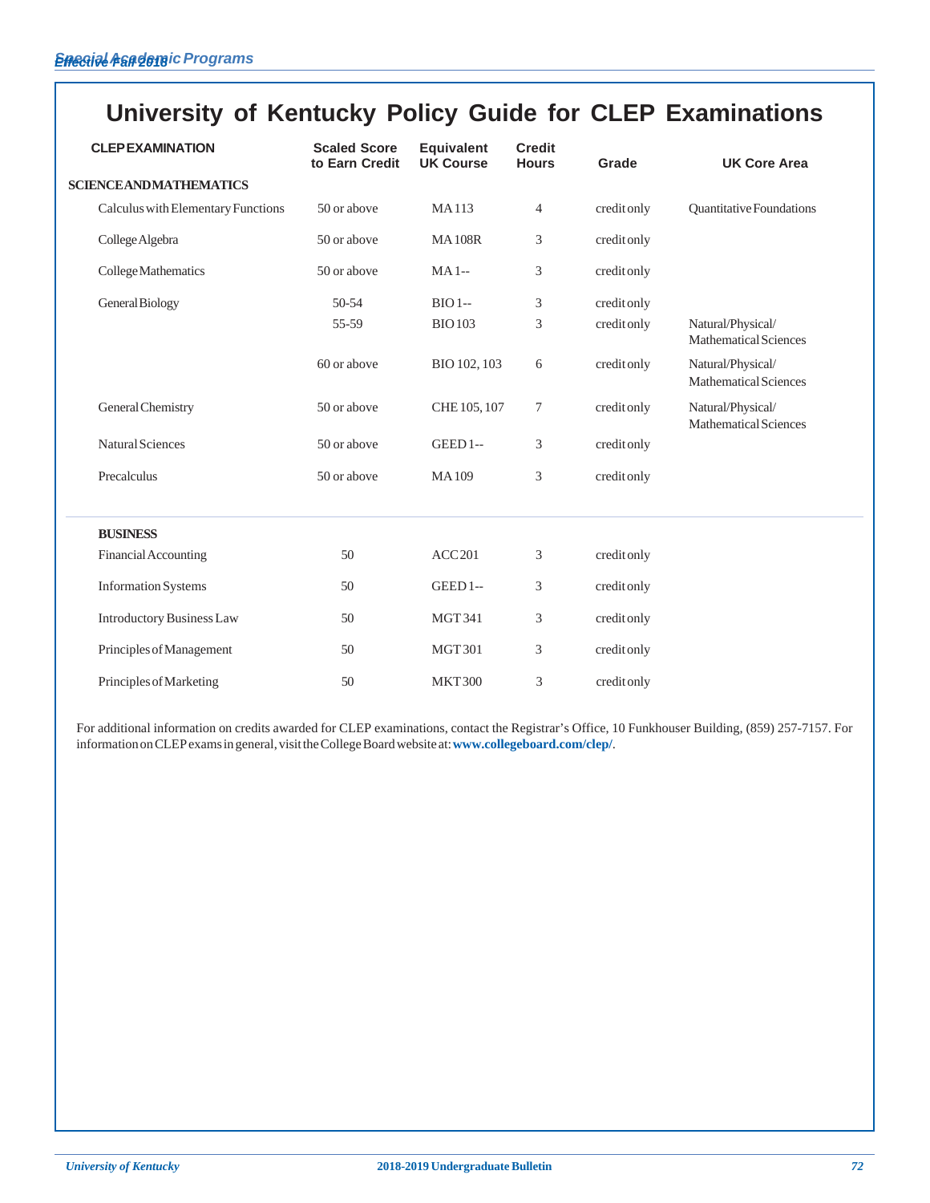# University of Kentucky Policy Guide for CLEP Examinations

| CLEP EXAMINATION | Scaled Score to Earn Credit | Equivalent UK Course | Credit Hours | Grade | UK Core Area |
|---|---|---|---|---|---|
| **SCIENCE AND MATHEMATICS** | | | | | |
| Calculus with Elementary Functions | 50 or above | MA 113 | 4 | credit only | Quantitative Foundations |
| College Algebra | 50 or above | MA 108R | 3 | credit only | |
| College Mathematics | 50 or above | MA 1-- | 3 | credit only | |
| General Biology | 50-54 | BIO 1-- | 3 | credit only | |
| | 55-59 | BIO 103 | 3 | credit only | Natural/Physical/ Mathematical Sciences |
| | 60 or above | BIO 102, 103 | 6 | credit only | Natural/Physical/ Mathematical Sciences |
| General Chemistry | 50 or above | CHE 105, 107 | 7 | credit only | Natural/Physical/ Mathematical Sciences |
| Natural Sciences | 50 or above | GEED 1-- | 3 | credit only | |
| Precalculus | 50 or above | MA 109 | 3 | credit only | |
| **BUSINESS** | | | | | |
| Financial Accounting | 50 | ACC 201 | 3 | credit only | |
| Information Systems | 50 | GEED 1-- | 3 | credit only | |
| Introductory Business Law | 50 | MGT 341 | 3 | credit only | |
| Principles of Management | 50 | MGT 301 | 3 | credit only | |
| Principles of Marketing | 50 | MKT 300 | 3 | credit only | |

For additional information on credits awarded for CLEP examinations, contact the Registrar's Office, 10 Funkhouser Building, (859) 257-7157. For information on CLEP exams in general, visit the College Board website at: **www.collegeboard.com/clep/**.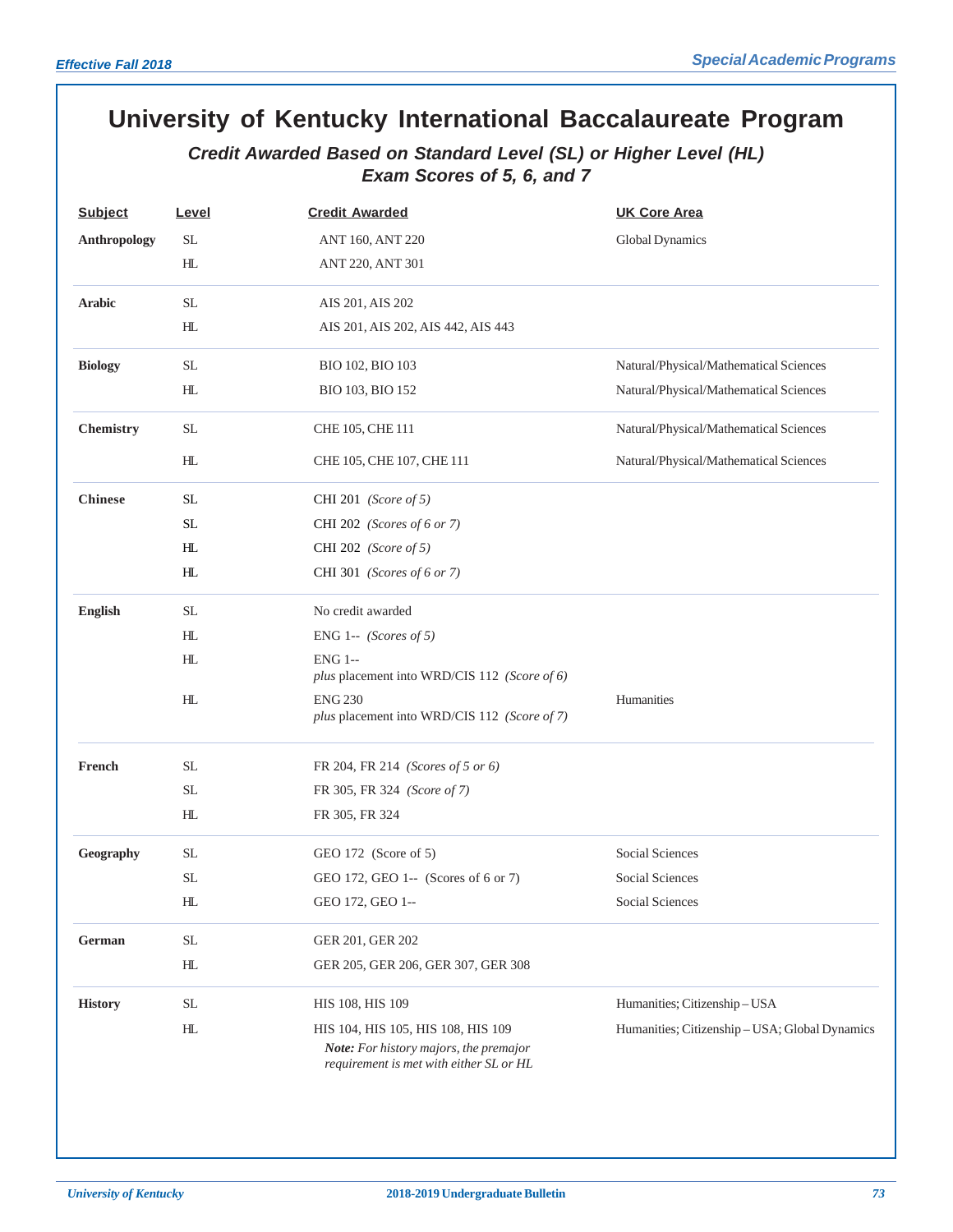# University of Kentucky International Baccalaureate Program

## *Credit Awarded Based on Standard Level (SL) or Higher Level (HL) Exam Scores of 5, 6, and 7*

| Subject | Level | Credit Awarded | UK Core Area |
|---|---|---|---|
| **Anthropology** | SL | ANT 160, ANT 220 | Global Dynamics |
| | HL | ANT 220, ANT 301 | |
| **Arabic** | SL | AIS 201, AIS 202 | |
| | HL | AIS 201, AIS 202, AIS 442, AIS 443 | |
| **Biology** | SL | BIO 102, BIO 103 | Natural/Physical/Mathematical Sciences |
| | HL | BIO 103, BIO 152 | Natural/Physical/Mathematical Sciences |
| **Chemistry** | SL | CHE 105, CHE 111 | Natural/Physical/Mathematical Sciences |
| | HL | CHE 105, CHE 107, CHE 111 | Natural/Physical/Mathematical Sciences |
| **Chinese** | SL | CHI 201 *(Score of 5)* | |
| | SL | CHI 202 *(Scores of 6 or 7)* | |
| | HL | CHI 202 *(Score of 5)* | |
| | HL | CHI 301 *(Scores of 6 or 7)* | |
| **English** | SL | No credit awarded | |
| | HL | ENG 1-- *(Scores of 5)* | |
| | HL | ENG 1-- *plus* placement into WRD/CIS 112 *(Score of 6)* | |
| | HL | ENG 230 *plus* placement into WRD/CIS 112 *(Score of 7)* | Humanities |
| **French** | SL | FR 204, FR 214 *(Scores of 5 or 6)* | |
| | SL | FR 305, FR 324 *(Score of 7)* | |
| | HL | FR 305, FR 324 | |
| **Geography** | SL | GEO 172 (Score of 5) | Social Sciences |
| | SL | GEO 172, GEO 1-- (Scores of 6 or 7) | Social Sciences |
| | HL | GEO 172, GEO 1-- | Social Sciences |
| **German** | SL | GER 201, GER 202 | |
| | HL | GER 205, GER 206, GER 307, GER 308 | |
| **History** | SL | HIS 108, HIS 109 | Humanities; Citizenship – USA |
| | HL | HIS 104, HIS 105, HIS 108, HIS 109 ***Note:*** *For history majors, the premajor requirement is met with either SL or HL* | Humanities; Citizenship – USA; Global Dynamics |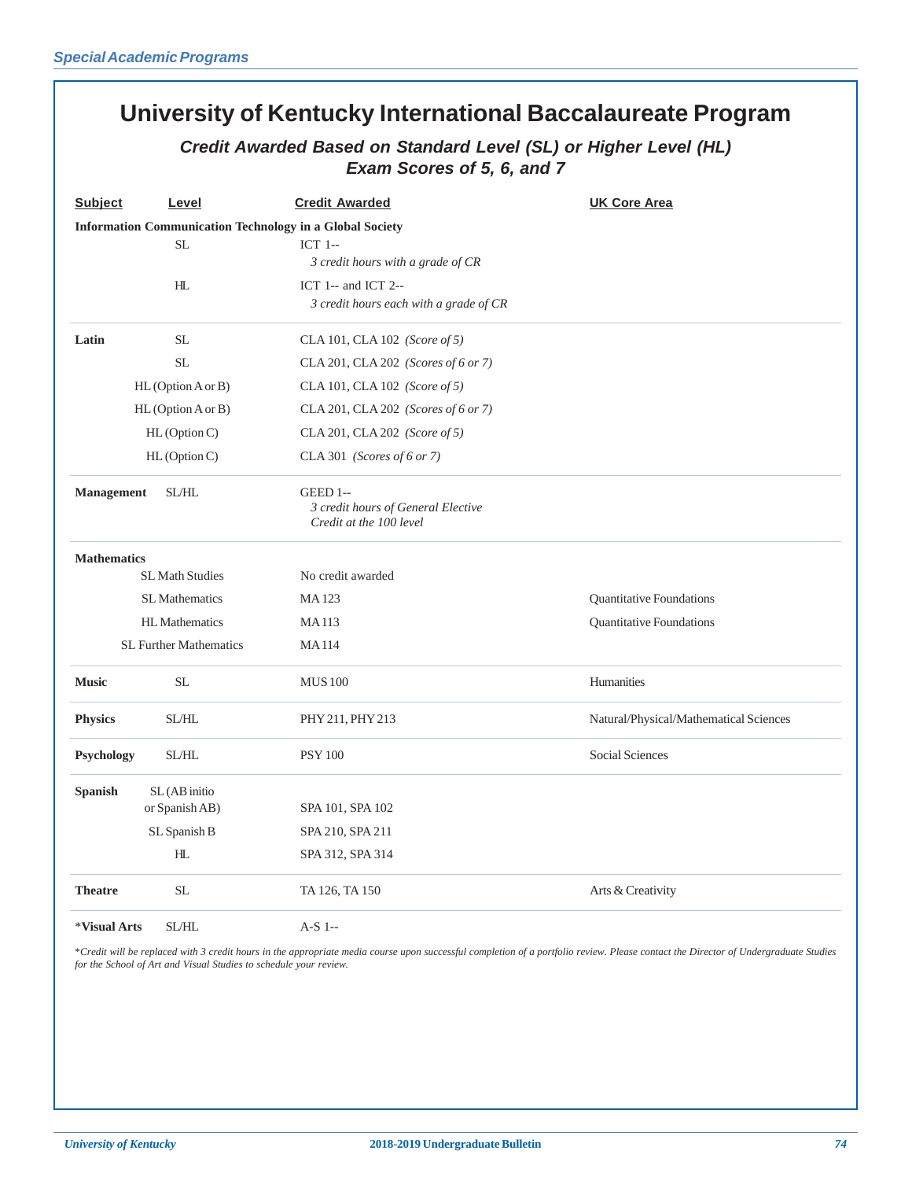# University of Kentucky International Baccalaureate Program

### *Credit Awarded Based on Standard Level (SL) or Higher Level (HL) Exam Scores of 5, 6, and 7*

| Subject | Level | Credit Awarded | UK Core Area |
|---|---|---|---|
| **Information Communication Technology in a Global Society** | | | |
| | SL | ICT 1-- *3 credit hours with a grade of CR* | |
| | HL | ICT 1-- and ICT 2-- *3 credit hours each with a grade of CR* | |
| **Latin** | SL | CLA 101, CLA 102 *(Score of 5)* | |
| | SL | CLA 201, CLA 202 *(Scores of 6 or 7)* | |
| | HL (Option A or B) | CLA 101, CLA 102 *(Score of 5)* | |
| | HL (Option A or B) | CLA 201, CLA 202 *(Scores of 6 or 7)* | |
| | HL (Option C) | CLA 201, CLA 202 *(Score of 5)* | |
| | HL (Option C) | CLA 301 *(Scores of 6 or 7)* | |
| **Management** | SL/HL | GEED 1-- *3 credit hours of General Elective Credit at the 100 level* | |
| **Mathematics** | | | |
| | SL Math Studies | No credit awarded | |
| | SL Mathematics | MA 123 | Quantitative Foundations |
| | HL Mathematics | MA 113 | Quantitative Foundations |
| | SL Further Mathematics | MA 114 | |
| **Music** | SL | MUS 100 | Humanities |
| **Physics** | SL/HL | PHY 211, PHY 213 | Natural/Physical/Mathematical Sciences |
| **Psychology** | SL/HL | PSY 100 | Social Sciences |
| **Spanish** | SL (AB initio or Spanish AB) | SPA 101, SPA 102 | |
| | SL Spanish B | SPA 210, SPA 211 | |
| | HL | SPA 312, SPA 314 | |
| **Theatre** | SL | TA 126, TA 150 | Arts & Creativity |
| ***Visual Arts** | SL/HL | A-S 1-- | |

*\*Credit will be replaced with 3 credit hours in the appropriate media course upon successful completion of a portfolio review. Please contact the Director of Undergraduate Studies for the School of Art and Visual Studies to schedule your review.*